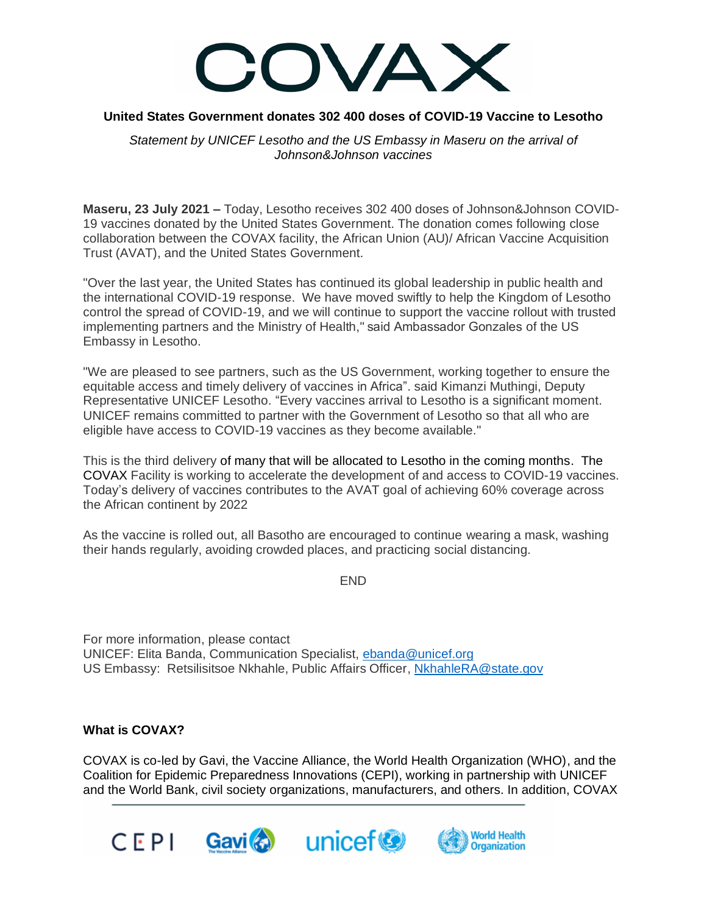# COVAX

**United States Government donates 302 400 doses of COVID-19 Vaccine to Lesotho**

*Statement by UNICEF Lesotho and the US Embassy in Maseru on the arrival of Johnson&Johnson vaccines*

**Maseru, 23 July 2021 –** Today, Lesotho receives 302 400 doses of Johnson&Johnson COVID-19 vaccines donated by the United States Government. The donation comes following close collaboration between the COVAX facility, the African Union (AU)/ African Vaccine Acquisition Trust (AVAT), and the United States Government.

"Over the last year, the United States has continued its global leadership in public health and the international COVID-19 response. We have moved swiftly to help the Kingdom of Lesotho control the spread of COVID-19, and we will continue to support the vaccine rollout with trusted implementing partners and the Ministry of Health," said Ambassador Gonzales of the US Embassy in Lesotho.

"We are pleased to see partners, such as the US Government, working together to ensure the equitable access and timely delivery of vaccines in Africa". said Kimanzi Muthingi, Deputy Representative UNICEF Lesotho. "Every vaccines arrival to Lesotho is a significant moment. UNICEF remains committed to partner with the Government of Lesotho so that all who are eligible have access to COVID-19 vaccines as they become available."

This is the third delivery of many that will be allocated to Lesotho in the coming months. The COVAX Facility is working to accelerate the development of and access to COVID-19 vaccines. Today's delivery of vaccines contributes to the AVAT goal of achieving 60% coverage across the African continent by 2022

As the vaccine is rolled out, all Basotho are encouraged to continue wearing a mask, washing their hands regularly, avoiding crowded places, and practicing social distancing.

END

For more information, please contact
UNICEF: Elita Banda, Communication Specialist, ebanda@unicef.org
US Embassy: Retsilisitsoe Nkhahle, Public Affairs Officer, NkhahleRA@state.gov

**What is COVAX?**

COVAX is co-led by Gavi, the Vaccine Alliance, the World Health Organization (WHO), and the Coalition for Epidemic Preparedness Innovations (CEPI), working in partnership with UNICEF and the World Bank, civil society organizations, manufacturers, and others. In addition, COVAX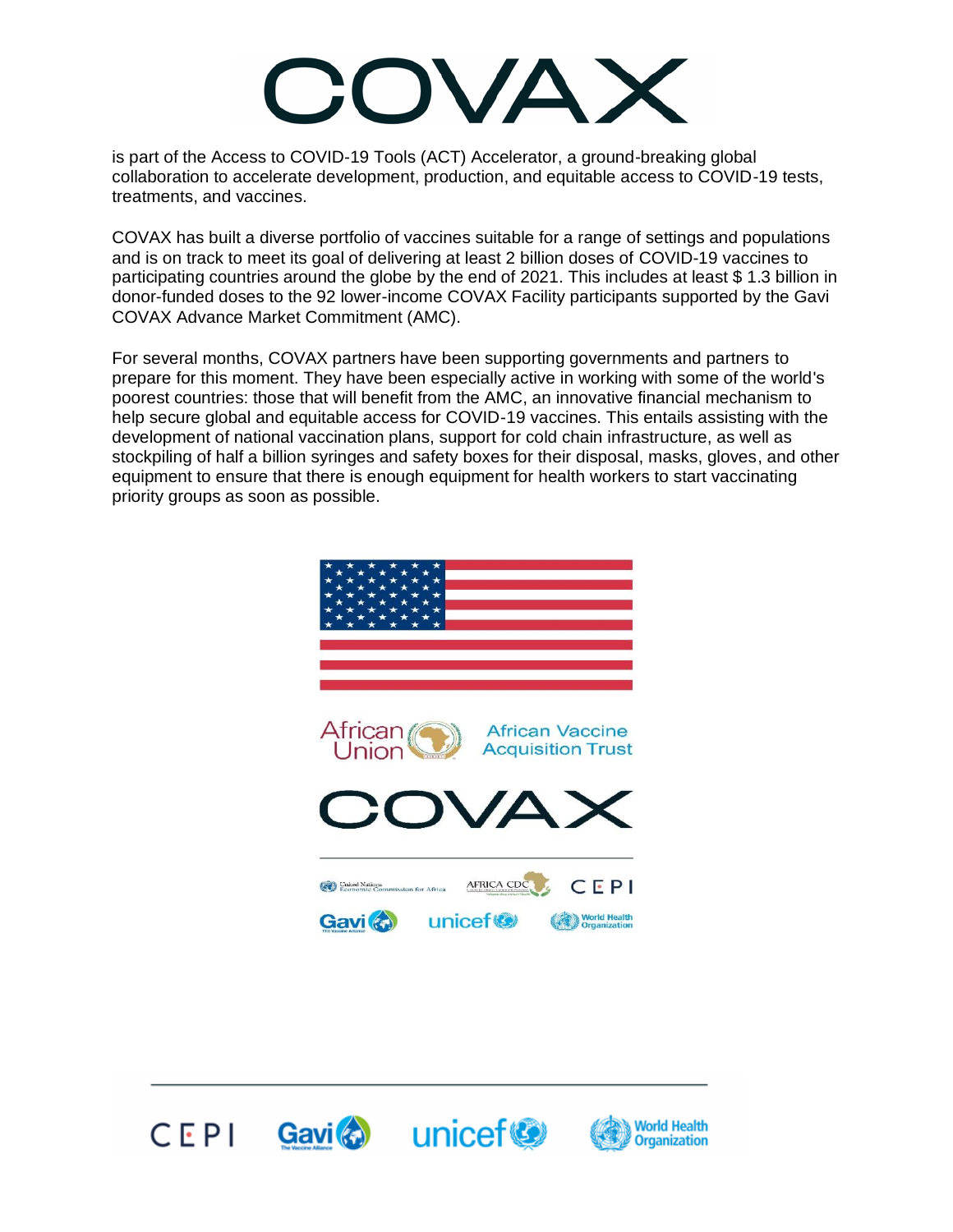# COVAX

is part of the Access to COVID-19 Tools (ACT) Accelerator, a ground-breaking global collaboration to accelerate development, production, and equitable access to COVID-19 tests, treatments, and vaccines.

COVAX has built a diverse portfolio of vaccines suitable for a range of settings and populations and is on track to meet its goal of delivering at least 2 billion doses of COVID-19 vaccines to participating countries around the globe by the end of 2021. This includes at least $ 1.3 billion in donor-funded doses to the 92 lower-income COVAX Facility participants supported by the Gavi COVAX Advance Market Commitment (AMC).

For several months, COVAX partners have been supporting governments and partners to prepare for this moment. They have been especially active in working with some of the world's poorest countries: those that will benefit from the AMC, an innovative financial mechanism to help secure global and equitable access for COVID-19 vaccines. This entails assisting with the development of national vaccination plans, support for cold chain infrastructure, as well as stockpiling of half a billion syringes and safety boxes for their disposal, masks, gloves, and other equipment to ensure that there is enough equipment for health workers to start vaccinating priority groups as soon as possible.

African Union

African Vaccine Acquisition Trust

COVAX

United Nations Economic Commission for Africa

AFRICA CDC

CEPI

Gavi The Vaccine Alliance

unicef

World Health Organization

CEPI Gavi unicef World Health Organization